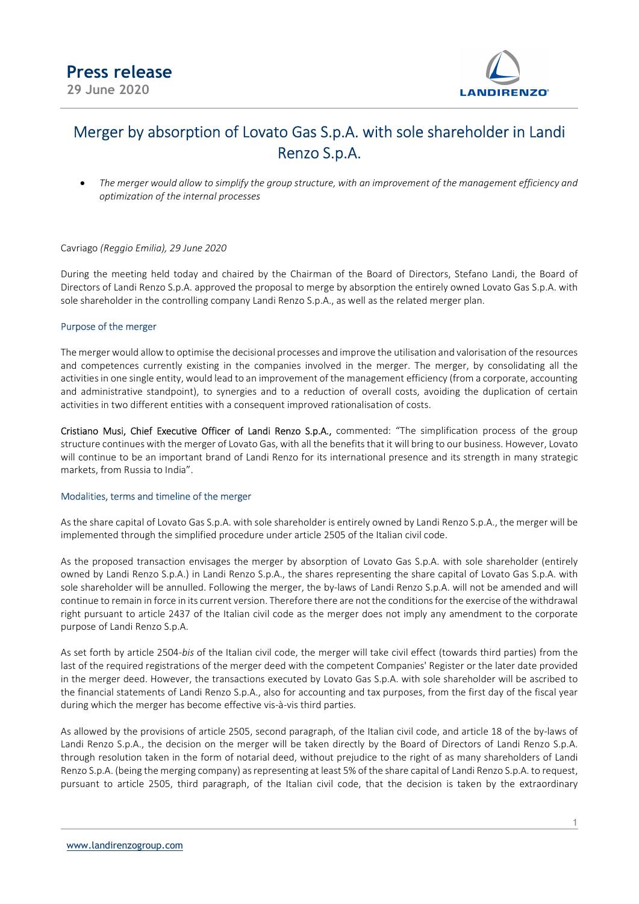# Press release

**29 June 2020**

## Merger by absorption of Lovato Gas S.p.A. with sole shareholder in Landi Renzo S.p.A.

- *The merger would allow to simplify the group structure, with an improvement of the management efficiency and optimization of the internal processes*

Cavriago *(Reggio Emilia), 29 June 2020*

During the meeting held today and chaired by the Chairman of the Board of Directors, Stefano Landi, the Board of Directors of Landi Renzo S.p.A. approved the proposal to merge by absorption the entirely owned Lovato Gas S.p.A. with sole shareholder in the controlling company Landi Renzo S.p.A., as well as the related merger plan.

### Purpose of the merger

The merger would allow to optimise the decisional processes and improve the utilisation and valorisation of the resources and competences currently existing in the companies involved in the merger. The merger, by consolidating all the activities in one single entity, would lead to an improvement of the management efficiency (from a corporate, accounting and administrative standpoint), to synergies and to a reduction of overall costs, avoiding the duplication of certain activities in two different entities with a consequent improved rationalisation of costs.

**Cristiano Musi, Chief Executive Officer of Landi Renzo S.p.A.,** commented: "The simplification process of the group structure continues with the merger of Lovato Gas, with all the benefits that it will bring to our business. However, Lovato will continue to be an important brand of Landi Renzo for its international presence and its strength in many strategic markets, from Russia to India".

### Modalities, terms and timeline of the merger

As the share capital of Lovato Gas S.p.A. with sole shareholder is entirely owned by Landi Renzo S.p.A., the merger will be implemented through the simplified procedure under article 2505 of the Italian civil code.

As the proposed transaction envisages the merger by absorption of Lovato Gas S.p.A. with sole shareholder (entirely owned by Landi Renzo S.p.A.) in Landi Renzo S.p.A., the shares representing the share capital of Lovato Gas S.p.A. with sole shareholder will be annulled. Following the merger, the by-laws of Landi Renzo S.p.A. will not be amended and will continue to remain in force in its current version. Therefore there are not the conditions for the exercise of the withdrawal right pursuant to article 2437 of the Italian civil code as the merger does not imply any amendment to the corporate purpose of Landi Renzo S.p.A.

As set forth by article 2504-*bis* of the Italian civil code, the merger will take civil effect (towards third parties) from the last of the required registrations of the merger deed with the competent Companies' Register or the later date provided in the merger deed. However, the transactions executed by Lovato Gas S.p.A. with sole shareholder will be ascribed to the financial statements of Landi Renzo S.p.A., also for accounting and tax purposes, from the first day of the fiscal year during which the merger has become effective vis-à-vis third parties.

As allowed by the provisions of article 2505, second paragraph, of the Italian civil code, and article 18 of the by-laws of Landi Renzo S.p.A., the decision on the merger will be taken directly by the Board of Directors of Landi Renzo S.p.A. through resolution taken in the form of notarial deed, without prejudice to the right of as many shareholders of Landi Renzo S.p.A. (being the merging company) as representing at least 5% of the share capital of Landi Renzo S.p.A. to request, pursuant to article 2505, third paragraph, of the Italian civil code, that the decision is taken by the extraordinary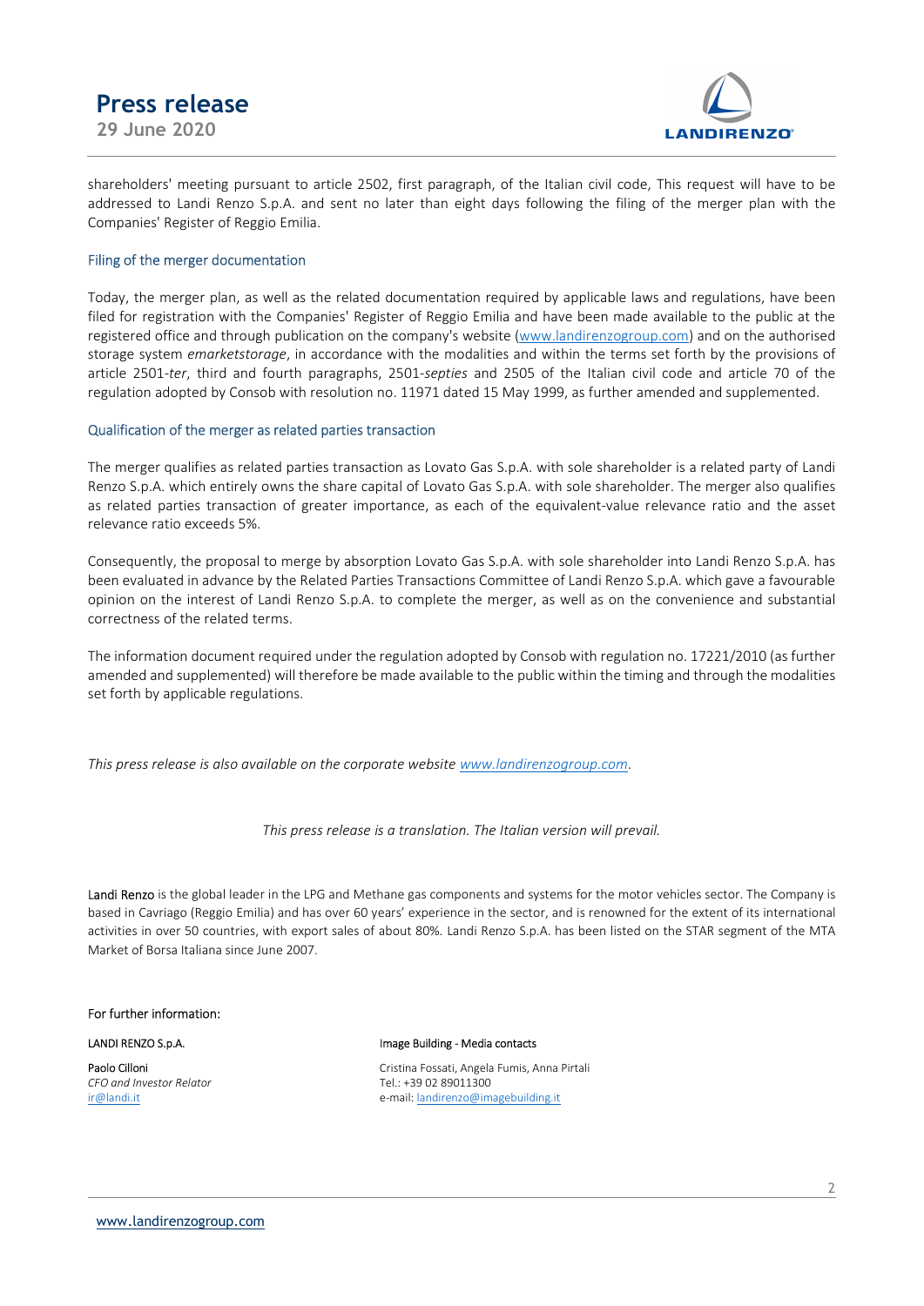shareholders' meeting pursuant to article 2502, first paragraph, of the Italian civil code, This request will have to be addressed to Landi Renzo S.p.A. and sent no later than eight days following the filing of the merger plan with the Companies' Register of Reggio Emilia.

### Filing of the merger documentation

Today, the merger plan, as well as the related documentation required by applicable laws and regulations, have been filed for registration with the Companies' Register of Reggio Emilia and have been made available to the public at the registered office and through publication on the company's website (www.landirenzogroup.com) and on the authorised storage system *emarketstorage*, in accordance with the modalities and within the terms set forth by the provisions of article 2501-*ter*, third and fourth paragraphs, 2501-*septies* and 2505 of the Italian civil code and article 70 of the regulation adopted by Consob with resolution no. 11971 dated 15 May 1999, as further amended and supplemented.

### Qualification of the merger as related parties transaction

The merger qualifies as related parties transaction as Lovato Gas S.p.A. with sole shareholder is a related party of Landi Renzo S.p.A. which entirely owns the share capital of Lovato Gas S.p.A. with sole shareholder. The merger also qualifies as related parties transaction of greater importance, as each of the equivalent-value relevance ratio and the asset relevance ratio exceeds 5%.

Consequently, the proposal to merge by absorption Lovato Gas S.p.A. with sole shareholder into Landi Renzo S.p.A. has been evaluated in advance by the Related Parties Transactions Committee of Landi Renzo S.p.A. which gave a favourable opinion on the interest of Landi Renzo S.p.A. to complete the merger, as well as on the convenience and substantial correctness of the related terms.

The information document required under the regulation adopted by Consob with regulation no. 17221/2010 (as further amended and supplemented) will therefore be made available to the public within the timing and through the modalities set forth by applicable regulations.

*This press release is also available on the corporate website www.landirenzogroup.com.*

*This press release is a translation. The Italian version will prevail.*

Landi Renzo is the global leader in the LPG and Methane gas components and systems for the motor vehicles sector. The Company is based in Cavriago (Reggio Emilia) and has over 60 years' experience in the sector, and is renowned for the extent of its international activities in over 50 countries, with export sales of about 80%. Landi Renzo S.p.A. has been listed on the STAR segment of the MTA Market of Borsa Italiana since June 2007.

For further information:

LANDI RENZO S.p.A.

Paolo Cilloni
*CFO and Investor Relator*
ir@landi.it

Image Building - Media contacts

Cristina Fossati, Angela Fumis, Anna Pirtali
Tel.: +39 02 89011300
e-mail: landirenzo@imagebuilding.it